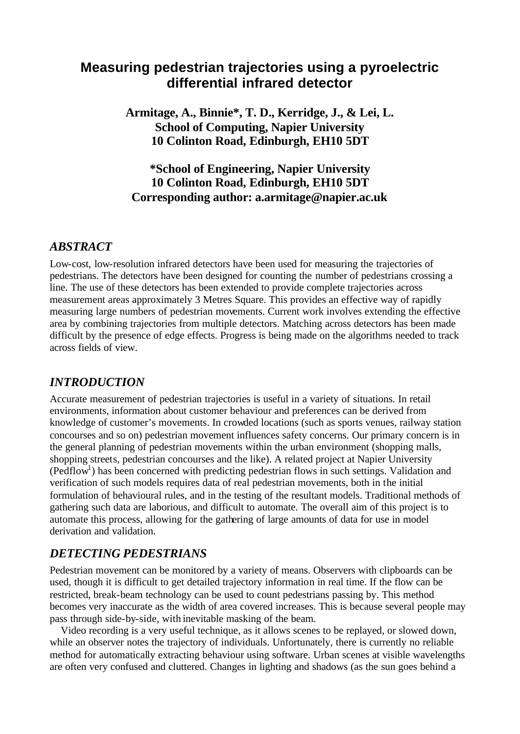# Measuring pedestrian trajectories using a pyroelectric differential infrared detector

**Armitage, A., Binnie\*, T. D., Kerridge, J., & Lei, L.**
**School of Computing, Napier University**
**10 Colinton Road, Edinburgh, EH10 5DT**

**\*School of Engineering, Napier University**
**10 Colinton Road, Edinburgh, EH10 5DT**
**Corresponding author: a.armitage@napier.ac.uk**

## *ABSTRACT*

Low-cost, low-resolution infrared detectors have been used for measuring the trajectories of pedestrians. The detectors have been designed for counting the number of pedestrians crossing a line. The use of these detectors has been extended to provide complete trajectories across measurement areas approximately 3 Metres Square. This provides an effective way of rapidly measuring large numbers of pedestrian movements. Current work involves extending the effective area by combining trajectories from multiple detectors. Matching across detectors has been made difficult by the presence of edge effects. Progress is being made on the algorithms needed to track across fields of view.

## *INTRODUCTION*

Accurate measurement of pedestrian trajectories is useful in a variety of situations. In retail environments, information about customer behaviour and preferences can be derived from knowledge of customer's movements. In crowded locations (such as sports venues, railway station concourses and so on) pedestrian movement influences safety concerns. Our primary concern is in the general planning of pedestrian movements within the urban environment (shopping malls, shopping streets, pedestrian concourses and the like). A related project at Napier University (Pedflow[1]) has been concerned with predicting pedestrian flows in such settings. Validation and verification of such models requires data of real pedestrian movements, both in the initial formulation of behavioural rules, and in the testing of the resultant models. Traditional methods of gathering such data are laborious, and difficult to automate. The overall aim of this project is to automate this process, allowing for the gathering of large amounts of data for use in model derivation and validation.

## *DETECTING PEDESTRIANS*

Pedestrian movement can be monitored by a variety of means. Observers with clipboards can be used, though it is difficult to get detailed trajectory information in real time. If the flow can be restricted, break-beam technology can be used to count pedestrians passing by. This method becomes very inaccurate as the width of area covered increases. This is because several people may pass through side-by-side, with inevitable masking of the beam.

Video recording is a very useful technique, as it allows scenes to be replayed, or slowed down, while an observer notes the trajectory of individuals. Unfortunately, there is currently no reliable method for automatically extracting behaviour using software. Urban scenes at visible wavelengths are often very confused and cluttered. Changes in lighting and shadows (as the sun goes behind a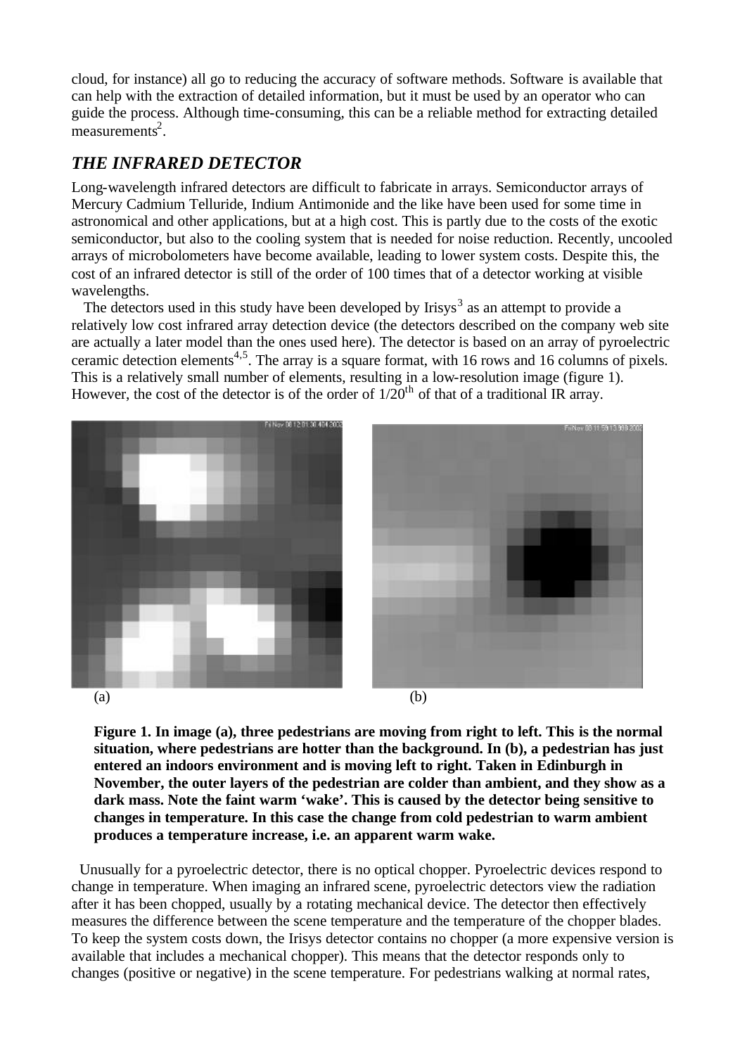cloud, for instance) all go to reducing the accuracy of software methods. Software is available that can help with the extraction of detailed information, but it must be used by an operator who can guide the process. Although time-consuming, this can be a reliable method for extracting detailed measurements[2].

## THE INFRARED DETECTOR

Long-wavelength infrared detectors are difficult to fabricate in arrays. Semiconductor arrays of Mercury Cadmium Telluride, Indium Antimonide and the like have been used for some time in astronomical and other applications, but at a high cost. This is partly due to the costs of the exotic semiconductor, but also to the cooling system that is needed for noise reduction. Recently, uncooled arrays of microbolometers have become available, leading to lower system costs. Despite this, the cost of an infrared detector is still of the order of 100 times that of a detector working at visible wavelengths.

The detectors used in this study have been developed by Irisys[3] as an attempt to provide a relatively low cost infrared array detection device (the detectors described on the company web site are actually a later model than the ones used here). The detector is based on an array of pyroelectric ceramic detection elements[4,5]. The array is a square format, with 16 rows and 16 columns of pixels. This is a relatively small number of elements, resulting in a low-resolution image (figure 1). However, the cost of the detector is of the order of $1/20^{th}$ of that of a traditional IR array.

(a) (b)

**Figure 1. In image (a), three pedestrians are moving from right to left. This is the normal situation, where pedestrians are hotter than the background. In (b), a pedestrian has just entered an indoors environment and is moving left to right. Taken in Edinburgh in November, the outer layers of the pedestrian are colder than ambient, and they show as a dark mass. Note the faint warm 'wake'. This is caused by the detector being sensitive to changes in temperature. In this case the change from cold pedestrian to warm ambient produces a temperature increase, i.e. an apparent warm wake.**

Unusually for a pyroelectric detector, there is no optical chopper. Pyroelectric devices respond to change in temperature. When imaging an infrared scene, pyroelectric detectors view the radiation after it has been chopped, usually by a rotating mechanical device. The detector then effectively measures the difference between the scene temperature and the temperature of the chopper blades. To keep the system costs down, the Irisys detector contains no chopper (a more expensive version is available that includes a mechanical chopper). This means that the detector responds only to changes (positive or negative) in the scene temperature. For pedestrians walking at normal rates,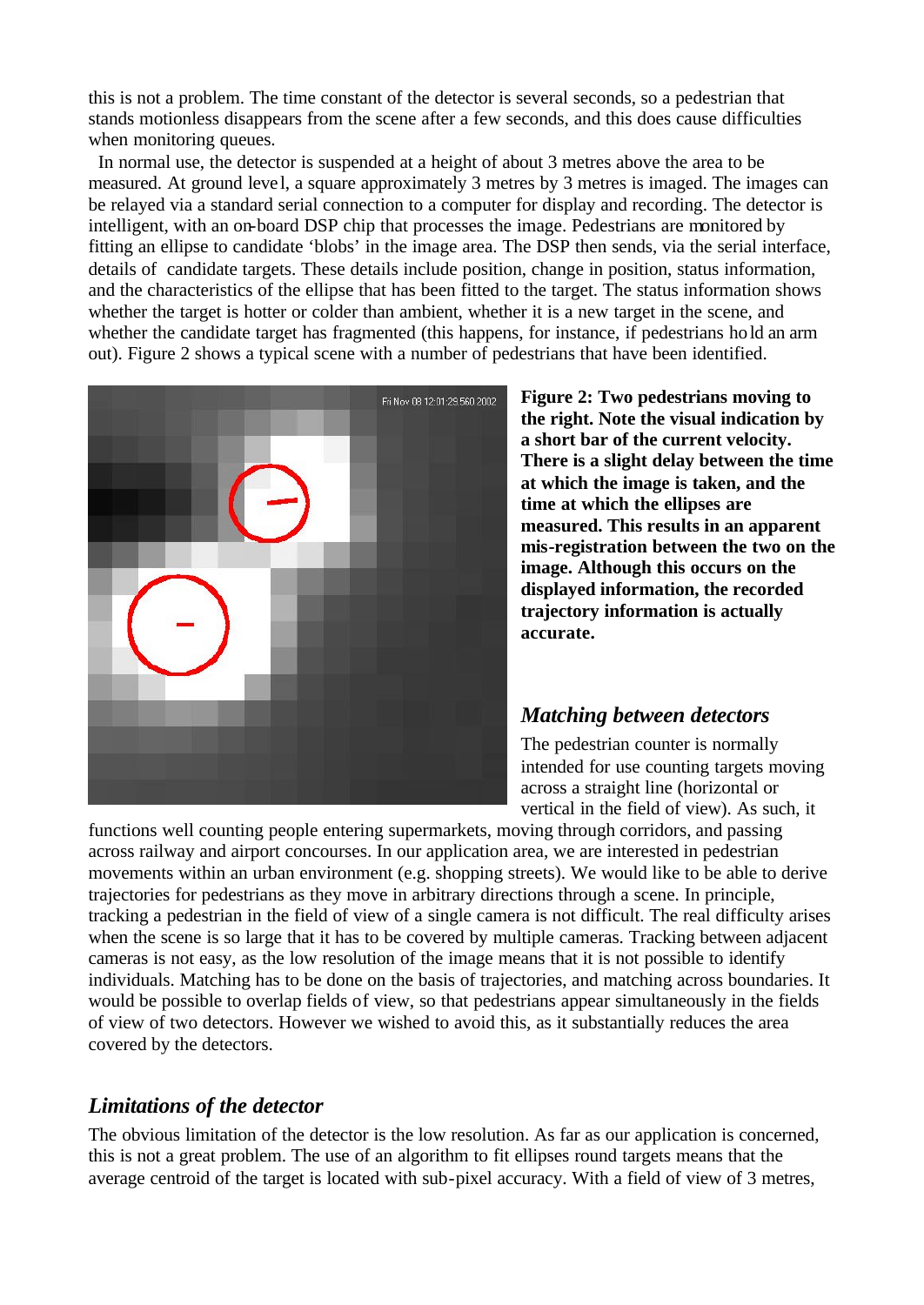this is not a problem. The time constant of the detector is several seconds, so a pedestrian that stands motionless disappears from the scene after a few seconds, and this does cause difficulties when monitoring queues.

In normal use, the detector is suspended at a height of about 3 metres above the area to be measured. At ground level, a square approximately 3 metres by 3 metres is imaged. The images can be relayed via a standard serial connection to a computer for display and recording. The detector is intelligent, with an on-board DSP chip that processes the image. Pedestrians are monitored by fitting an ellipse to candidate 'blobs' in the image area. The DSP then sends, via the serial interface, details of candidate targets. These details include position, change in position, status information, and the characteristics of the ellipse that has been fitted to the target. The status information shows whether the target is hotter or colder than ambient, whether it is a new target in the scene, and whether the candidate target has fragmented (this happens, for instance, if pedestrians hold an arm out). Figure 2 shows a typical scene with a number of pedestrians that have been identified.

**Figure 2: Two pedestrians moving to the right. Note the visual indication by a short bar of the current velocity. There is a slight delay between the time at which the image is taken, and the time at which the ellipses are measured. This results in an apparent mis-registration between the two on the image. Although this occurs on the displayed information, the recorded trajectory information is actually accurate.**

## *Matching between detectors*

The pedestrian counter is normally intended for use counting targets moving across a straight line (horizontal or vertical in the field of view). As such, it functions well counting people entering supermarkets, moving through corridors, and passing across railway and airport concourses. In our application area, we are interested in pedestrian movements within an urban environment (e.g. shopping streets). We would like to be able to derive trajectories for pedestrians as they move in arbitrary directions through a scene. In principle, tracking a pedestrian in the field of view of a single camera is not difficult. The real difficulty arises when the scene is so large that it has to be covered by multiple cameras. Tracking between adjacent cameras is not easy, as the low resolution of the image means that it is not possible to identify individuals. Matching has to be done on the basis of trajectories, and matching across boundaries. It would be possible to overlap fields of view, so that pedestrians appear simultaneously in the fields of view of two detectors. However we wished to avoid this, as it substantially reduces the area covered by the detectors.

## *Limitations of the detector*

The obvious limitation of the detector is the low resolution. As far as our application is concerned, this is not a great problem. The use of an algorithm to fit ellipses round targets means that the average centroid of the target is located with sub-pixel accuracy. With a field of view of 3 metres,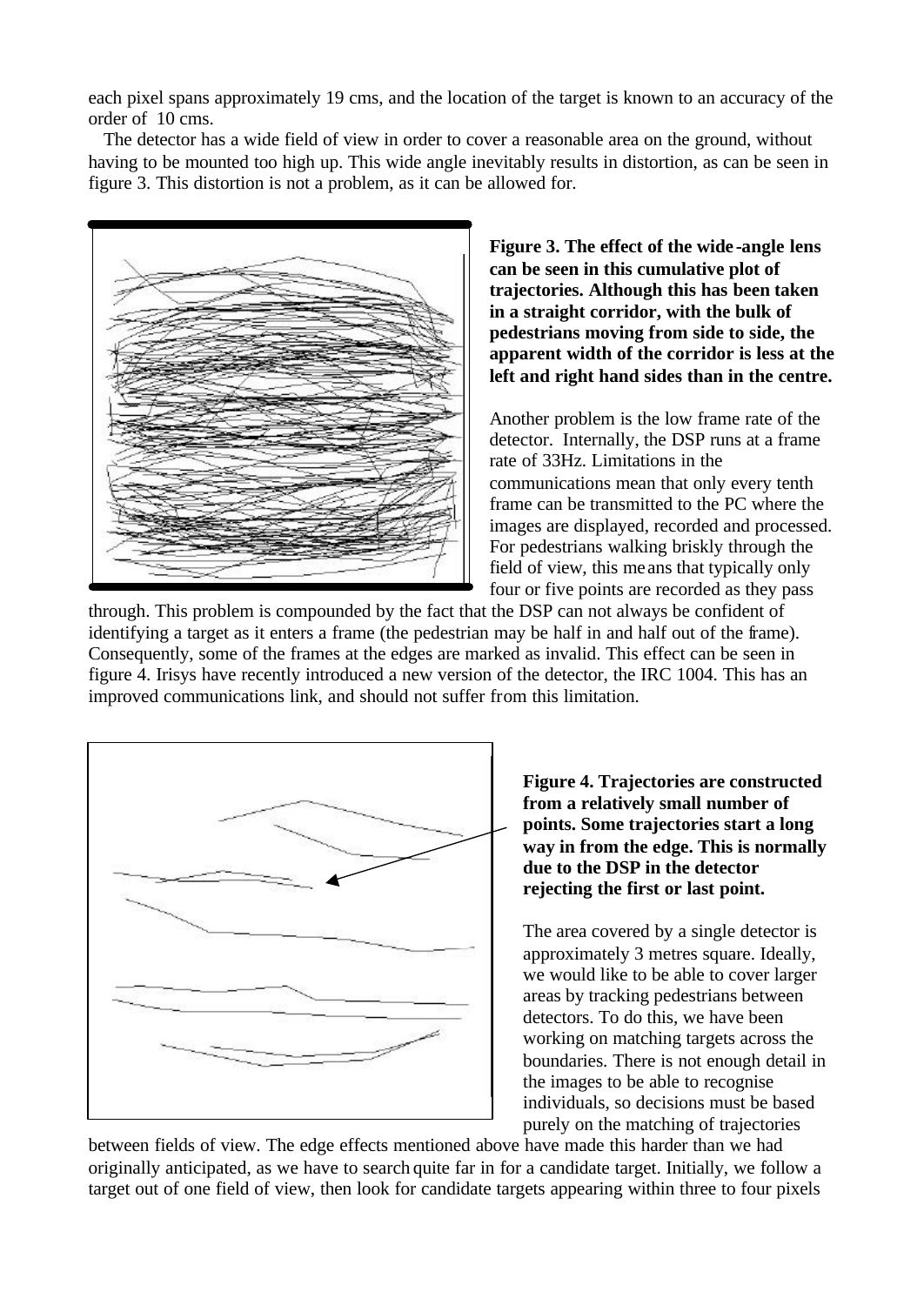each pixel spans approximately 19 cms, and the location of the target is known to an accuracy of the order of 10 cms.

The detector has a wide field of view in order to cover a reasonable area on the ground, without having to be mounted too high up. This wide angle inevitably results in distortion, as can be seen in figure 3. This distortion is not a problem, as it can be allowed for.

**Figure 3. The effect of the wide-angle lens can be seen in this cumulative plot of trajectories. Although this has been taken in a straight corridor, with the bulk of pedestrians moving from side to side, the apparent width of the corridor is less at the left and right hand sides than in the centre.**

Another problem is the low frame rate of the detector. Internally, the DSP runs at a frame rate of 33Hz. Limitations in the communications mean that only every tenth frame can be transmitted to the PC where the images are displayed, recorded and processed. For pedestrians walking briskly through the field of view, this means that typically only four or five points are recorded as they pass through. This problem is compounded by the fact that the DSP can not always be confident of identifying a target as it enters a frame (the pedestrian may be half in and half out of the frame). Consequently, some of the frames at the edges are marked as invalid. This effect can be seen in figure 4. Irisys have recently introduced a new version of the detector, the IRC 1004. This has an improved communications link, and should not suffer from this limitation.

**Figure 4. Trajectories are constructed from a relatively small number of points. Some trajectories start a long way in from the edge. This is normally due to the DSP in the detector rejecting the first or last point.**

The area covered by a single detector is approximately 3 metres square. Ideally, we would like to be able to cover larger areas by tracking pedestrians between detectors. To do this, we have been working on matching targets across the boundaries. There is not enough detail in the images to be able to recognise individuals, so decisions must be based purely on the matching of trajectories between fields of view. The edge effects mentioned above have made this harder than we had originally anticipated, as we have to search quite far in for a candidate target. Initially, we follow a target out of one field of view, then look for candidate targets appearing within three to four pixels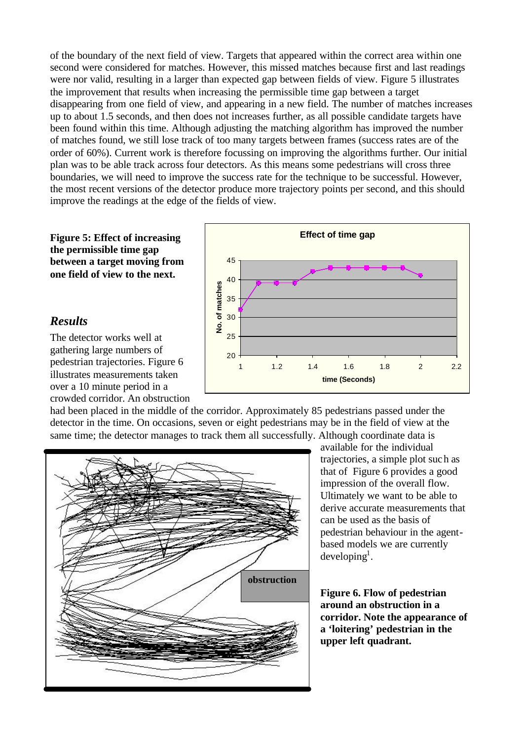of the boundary of the next field of view. Targets that appeared within the correct area within one second were considered for matches. However, this missed matches because first and last readings were nor valid, resulting in a larger than expected gap between fields of view. Figure 5 illustrates the improvement that results when increasing the permissible time gap between a target disappearing from one field of view, and appearing in a new field. The number of matches increases up to about 1.5 seconds, and then does not increases further, as all possible candidate targets have been found within this time. Although adjusting the matching algorithm has improved the number of matches found, we still lose track of too many targets between frames (success rates are of the order of 60%). Current work is therefore focussing on improving the algorithms further. Our initial plan was to be able track across four detectors. As this means some pedestrians will cross three boundaries, we will need to improve the success rate for the technique to be successful. However, the most recent versions of the detector produce more trajectory points per second, and this should improve the readings at the edge of the fields of view.

**Figure 5: Effect of increasing the permissible time gap between a target moving from one field of view to the next.**

## *Results*

The detector works well at gathering large numbers of pedestrian trajectories. Figure 6 illustrates measurements taken over a 10 minute period in a crowded corridor. An obstruction had been placed in the middle of the corridor. Approximately 85 pedestrians passed under the detector in the time. On occasions, seven or eight pedestrians may be in the field of view at the same time; the detector manages to track them all successfully. Although coordinate data is available for the individual trajectories, a simple plot such as that of Figure 6 provides a good impression of the overall flow. Ultimately we want to be able to derive accurate measurements that can be used as the basis of pedestrian behaviour in the agent-based models we are currently developing[1].

**Figure 6. Flow of pedestrian around an obstruction in a corridor. Note the appearance of a 'loitering' pedestrian in the upper left quadrant.**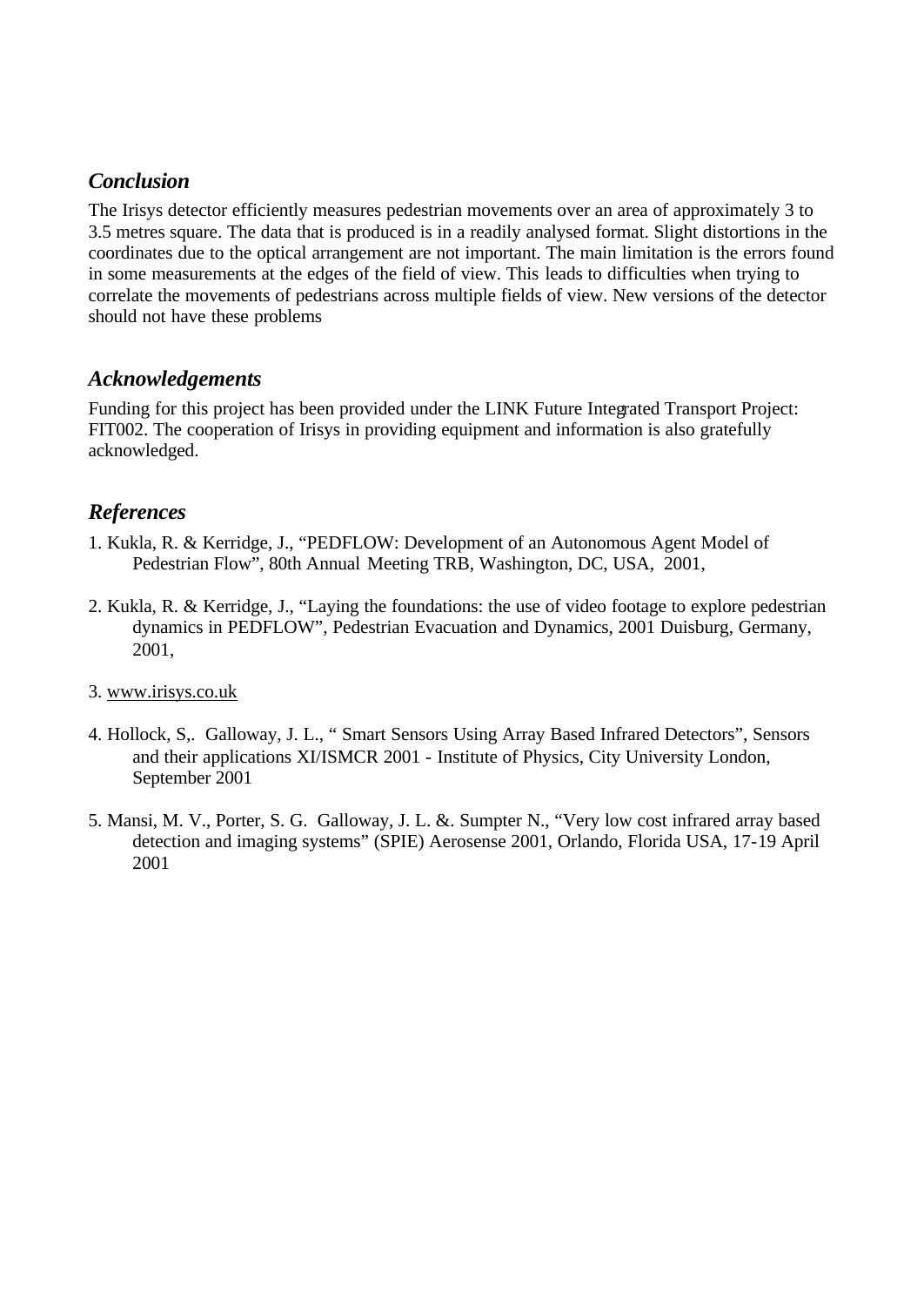### *Conclusion*

The Irisys detector efficiently measures pedestrian movements over an area of approximately 3 to 3.5 metres square. The data that is produced is in a readily analysed format. Slight distortions in the coordinates due to the optical arrangement are not important. The main limitation is the errors found in some measurements at the edges of the field of view. This leads to difficulties when trying to correlate the movements of pedestrians across multiple fields of view. New versions of the detector should not have these problems

### *Acknowledgements*

Funding for this project has been provided under the LINK Future Integrated Transport Project: FIT002. The cooperation of Irisys in providing equipment and information is also gratefully acknowledged.

### *References*

1. Kukla, R. & Kerridge, J., "PEDFLOW: Development of an Autonomous Agent Model of Pedestrian Flow", 80th Annual Meeting TRB, Washington, DC, USA, 2001,

2. Kukla, R. & Kerridge, J., "Laying the foundations: the use of video footage to explore pedestrian dynamics in PEDFLOW", Pedestrian Evacuation and Dynamics, 2001 Duisburg, Germany, 2001,

3. www.irisys.co.uk

4. Hollock, S,. Galloway, J. L., " Smart Sensors Using Array Based Infrared Detectors", Sensors and their applications XI/ISMCR 2001 - Institute of Physics, City University London, September 2001

5. Mansi, M. V., Porter, S. G. Galloway, J. L. &. Sumpter N., "Very low cost infrared array based detection and imaging systems" (SPIE) Aerosense 2001, Orlando, Florida USA, 17-19 April 2001